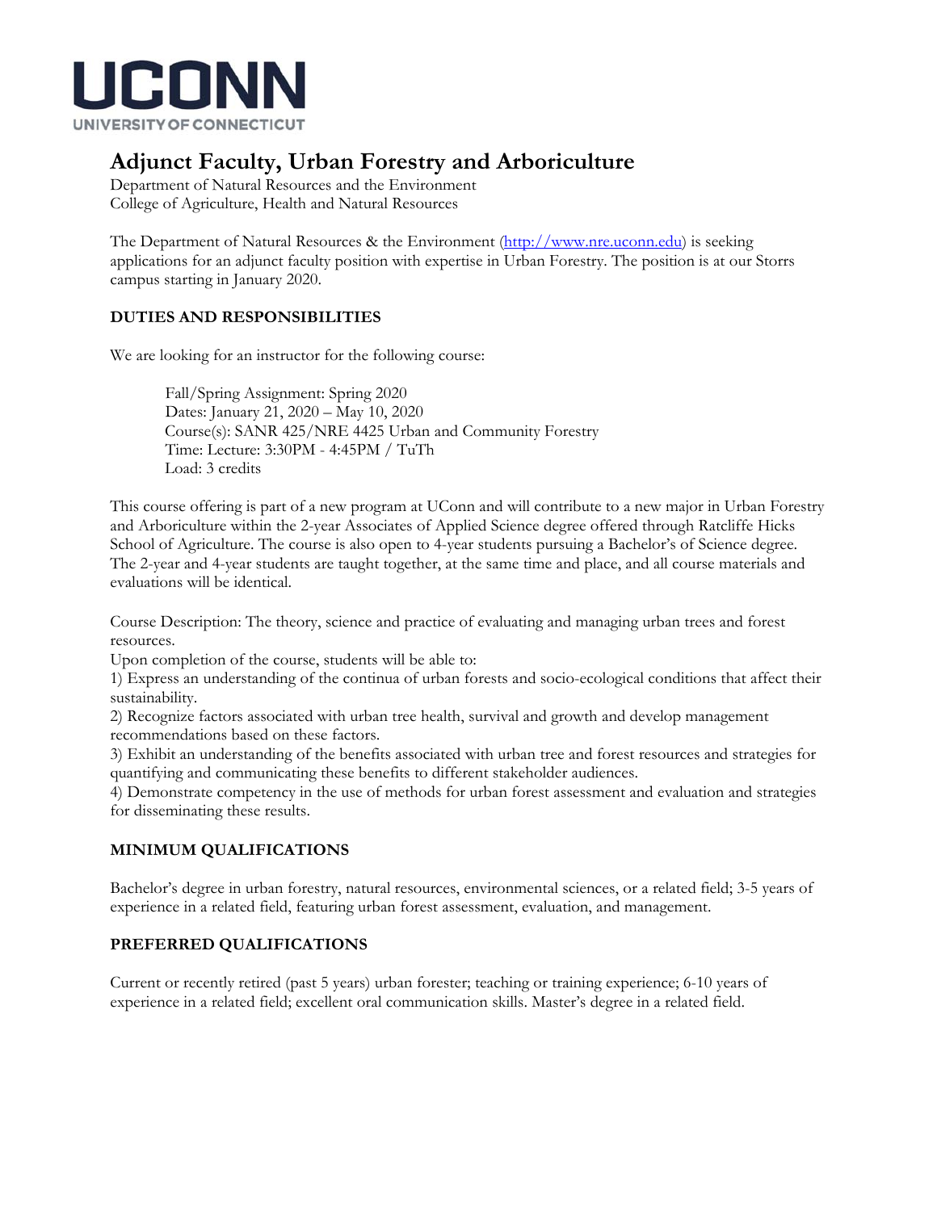UCONN
UNIVERSITY OF CONNECTICUT

# Adjunct Faculty, Urban Forestry and Arboriculture

Department of Natural Resources and the Environment
College of Agriculture, Health and Natural Resources

The Department of Natural Resources & the Environment (http://www.nre.uconn.edu) is seeking applications for an adjunct faculty position with expertise in Urban Forestry. The position is at our Storrs campus starting in January 2020.

## DUTIES AND RESPONSIBILITIES

We are looking for an instructor for the following course:

> Fall/Spring Assignment: Spring 2020
> Dates: January 21, 2020 – May 10, 2020
> Course(s): SANR 425/NRE 4425 Urban and Community Forestry
> Time: Lecture: 3:30PM - 4:45PM / TuTh
> Load: 3 credits

This course offering is part of a new program at UConn and will contribute to a new major in Urban Forestry and Arboriculture within the 2-year Associates of Applied Science degree offered through Ratcliffe Hicks School of Agriculture. The course is also open to 4-year students pursuing a Bachelor's of Science degree. The 2-year and 4-year students are taught together, at the same time and place, and all course materials and evaluations will be identical.

Course Description: The theory, science and practice of evaluating and managing urban trees and forest resources.
Upon completion of the course, students will be able to:
1) Express an understanding of the continua of urban forests and socio-ecological conditions that affect their sustainability.
2) Recognize factors associated with urban tree health, survival and growth and develop management recommendations based on these factors.
3) Exhibit an understanding of the benefits associated with urban tree and forest resources and strategies for quantifying and communicating these benefits to different stakeholder audiences.
4) Demonstrate competency in the use of methods for urban forest assessment and evaluation and strategies for disseminating these results.

## MINIMUM QUALIFICATIONS

Bachelor's degree in urban forestry, natural resources, environmental sciences, or a related field; 3-5 years of experience in a related field, featuring urban forest assessment, evaluation, and management.

## PREFERRED QUALIFICATIONS

Current or recently retired (past 5 years) urban forester; teaching or training experience; 6-10 years of experience in a related field; excellent oral communication skills. Master's degree in a related field.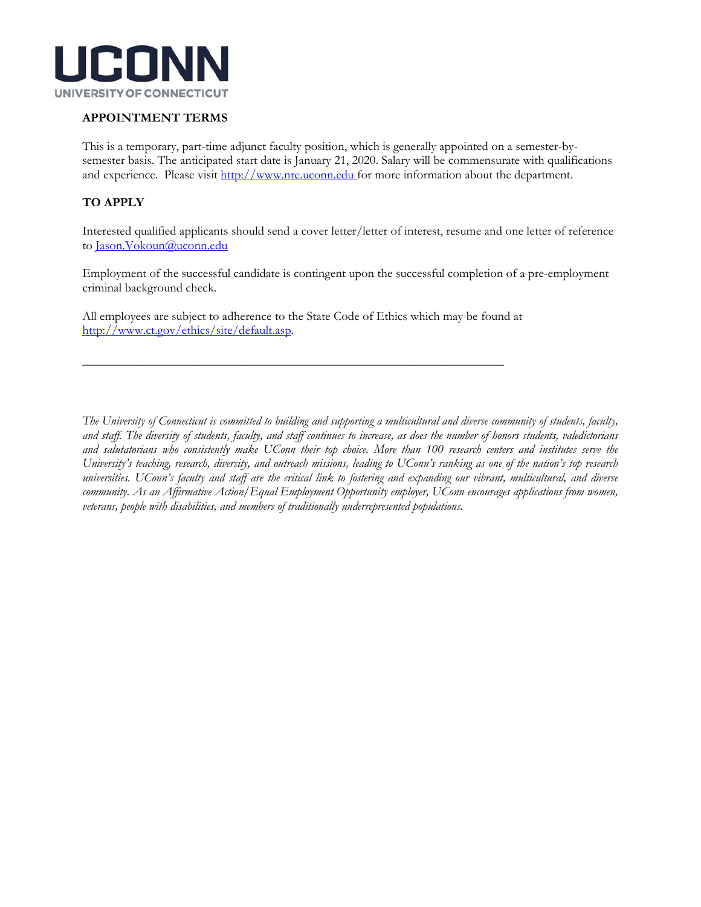**APPOINTMENT TERMS**

This is a temporary, part-time adjunct faculty position, which is generally appointed on a semester-by-semester basis. The anticipated start date is January 21, 2020. Salary will be commensurate with qualifications and experience. Please visit http://www.nre.uconn.edu for more information about the department.

**TO APPLY**

Interested qualified applicants should send a cover letter/letter of interest, resume and one letter of reference to Jason.Vokoun@uconn.edu

Employment of the successful candidate is contingent upon the successful completion of a pre-employment criminal background check.

All employees are subject to adherence to the State Code of Ethics which may be found at http://www.ct.gov/ethics/site/default.asp.

---

*The University of Connecticut is committed to building and supporting a multicultural and diverse community of students, faculty, and staff. The diversity of students, faculty, and staff continues to increase, as does the number of honors students, valedictorians and salutatorians who consistently make UConn their top choice. More than 100 research centers and institutes serve the University's teaching, research, diversity, and outreach missions, leading to UConn's ranking as one of the nation's top research universities. UConn's faculty and staff are the critical link to fostering and expanding our vibrant, multicultural, and diverse community. As an Affirmative Action/Equal Employment Opportunity employer, UConn encourages applications from women, veterans, people with disabilities, and members of traditionally underrepresented populations.*